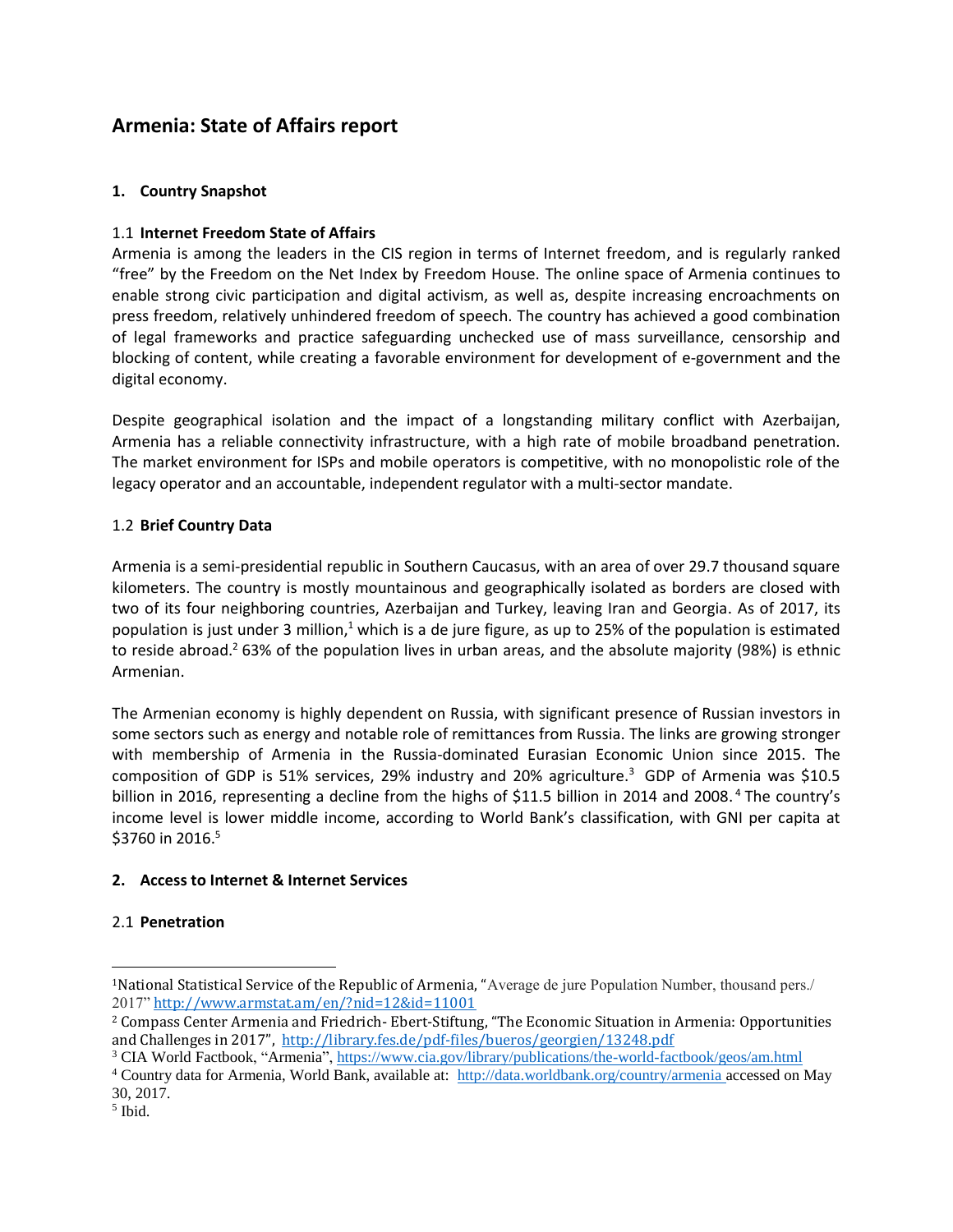# Armenia: State of Affairs report

## 1. Country Snapshot

### 1.1 Internet Freedom State of Affairs

Armenia is among the leaders in the CIS region in terms of Internet freedom, and is regularly ranked "free" by the Freedom on the Net Index by Freedom House. The online space of Armenia continues to enable strong civic participation and digital activism, as well as, despite increasing encroachments on press freedom, relatively unhindered freedom of speech. The country has achieved a good combination of legal frameworks and practice safeguarding unchecked use of mass surveillance, censorship and blocking of content, while creating a favorable environment for development of e-government and the digital economy.

Despite geographical isolation and the impact of a longstanding military conflict with Azerbaijan, Armenia has a reliable connectivity infrastructure, with a high rate of mobile broadband penetration. The market environment for ISPs and mobile operators is competitive, with no monopolistic role of the legacy operator and an accountable, independent regulator with a multi-sector mandate.

### 1.2 Brief Country Data

Armenia is a semi-presidential republic in Southern Caucasus, with an area of over 29.7 thousand square kilometers. The country is mostly mountainous and geographically isolated as borders are closed with two of its four neighboring countries, Azerbaijan and Turkey, leaving Iran and Georgia. As of 2017, its population is just under 3 million,[1] which is a de jure figure, as up to 25% of the population is estimated to reside abroad.[2] 63% of the population lives in urban areas, and the absolute majority (98%) is ethnic Armenian.

The Armenian economy is highly dependent on Russia, with significant presence of Russian investors in some sectors such as energy and notable role of remittances from Russia. The links are growing stronger with membership of Armenia in the Russia-dominated Eurasian Economic Union since 2015. The composition of GDP is 51% services, 29% industry and 20% agriculture.[3] GDP of Armenia was $10.5 billion in 2016, representing a decline from the highs of $11.5 billion in 2014 and 2008.[4] The country's income level is lower middle income, according to World Bank's classification, with GNI per capita at $3760 in 2016.[5]

## 2. Access to Internet & Internet Services

### 2.1 Penetration

---

[1] National Statistical Service of the Republic of Armenia, "Average de jure Population Number, thousand pers./ 2017" http://www.armstat.am/en/?nid=12&id=11001

[2] Compass Center Armenia and Friedrich- Ebert-Stiftung, "The Economic Situation in Armenia: Opportunities and Challenges in 2017", http://library.fes.de/pdf-files/bueros/georgien/13248.pdf

[3] CIA World Factbook, "Armenia", https://www.cia.gov/library/publications/the-world-factbook/geos/am.html

[4] Country data for Armenia, World Bank, available at: http://data.worldbank.org/country/armenia accessed on May 30, 2017.

[5] Ibid.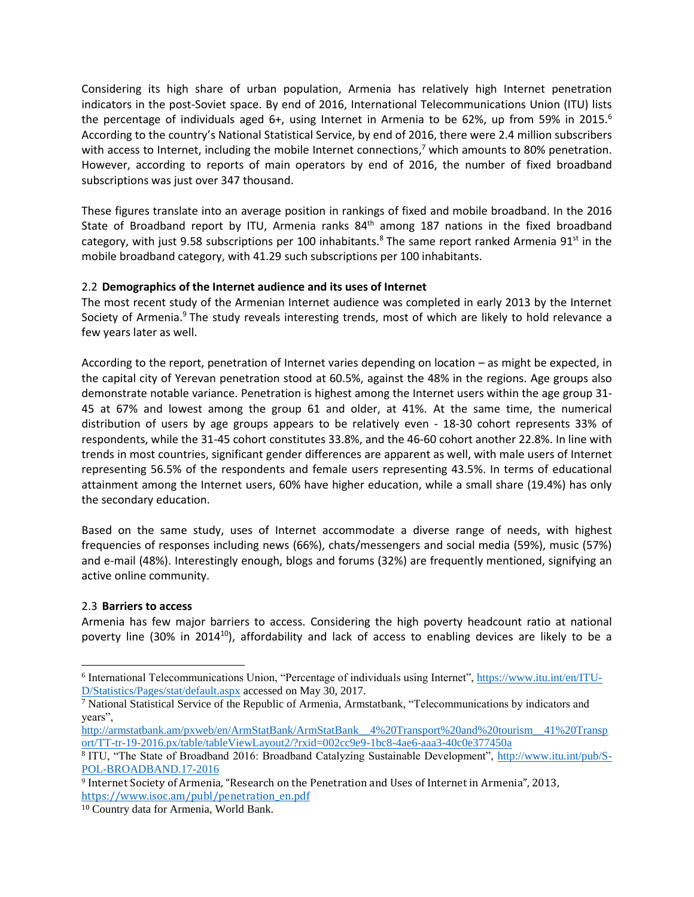Considering its high share of urban population, Armenia has relatively high Internet penetration indicators in the post-Soviet space. By end of 2016, International Telecommunications Union (ITU) lists the percentage of individuals aged 6+, using Internet in Armenia to be 62%, up from 59% in 2015.[6] According to the country's National Statistical Service, by end of 2016, there were 2.4 million subscribers with access to Internet, including the mobile Internet connections,[7] which amounts to 80% penetration. However, according to reports of main operators by end of 2016, the number of fixed broadband subscriptions was just over 347 thousand.

These figures translate into an average position in rankings of fixed and mobile broadband. In the 2016 State of Broadband report by ITU, Armenia ranks 84th among 187 nations in the fixed broadband category, with just 9.58 subscriptions per 100 inhabitants.[8] The same report ranked Armenia 91st in the mobile broadband category, with 41.29 such subscriptions per 100 inhabitants.

### 2.2 **Demographics of the Internet audience and its uses of Internet**

The most recent study of the Armenian Internet audience was completed in early 2013 by the Internet Society of Armenia.[9] The study reveals interesting trends, most of which are likely to hold relevance a few years later as well.

According to the report, penetration of Internet varies depending on location – as might be expected, in the capital city of Yerevan penetration stood at 60.5%, against the 48% in the regions. Age groups also demonstrate notable variance. Penetration is highest among the Internet users within the age group 31-45 at 67% and lowest among the group 61 and older, at 41%. At the same time, the numerical distribution of users by age groups appears to be relatively even - 18-30 cohort represents 33% of respondents, while the 31-45 cohort constitutes 33.8%, and the 46-60 cohort another 22.8%. In line with trends in most countries, significant gender differences are apparent as well, with male users of Internet representing 56.5% of the respondents and female users representing 43.5%. In terms of educational attainment among the Internet users, 60% have higher education, while a small share (19.4%) has only the secondary education.

Based on the same study, uses of Internet accommodate a diverse range of needs, with highest frequencies of responses including news (66%), chats/messengers and social media (59%), music (57%) and e-mail (48%). Interestingly enough, blogs and forums (32%) are frequently mentioned, signifying an active online community.

### 2.3 **Barriers to access**

Armenia has few major barriers to access. Considering the high poverty headcount ratio at national poverty line (30% in 2014[10]), affordability and lack of access to enabling devices are likely to be a

---

[6] International Telecommunications Union, "Percentage of individuals using Internet", https://www.itu.int/en/ITU-D/Statistics/Pages/stat/default.aspx accessed on May 30, 2017.

[7] National Statistical Service of the Republic of Armenia, Armstatbank, "Telecommunications by indicators and years", http://armstatbank.am/pxweb/en/ArmStatBank/ArmStatBank__4%20Transport%20and%20tourism__41%20Transport/TT-tr-19-2016.px/table/tableViewLayout2/?rxid=002cc9e9-1bc8-4ae6-aaa3-40c0e377450a

[8] ITU, "The State of Broadband 2016: Broadband Catalyzing Sustainable Development", http://www.itu.int/pub/S-POL-BROADBAND.17-2016

[9] Internet Society of Armenia, "Research on the Penetration and Uses of Internet in Armenia", 2013, https://www.isoc.am/publ/penetration_en.pdf

[10] Country data for Armenia, World Bank.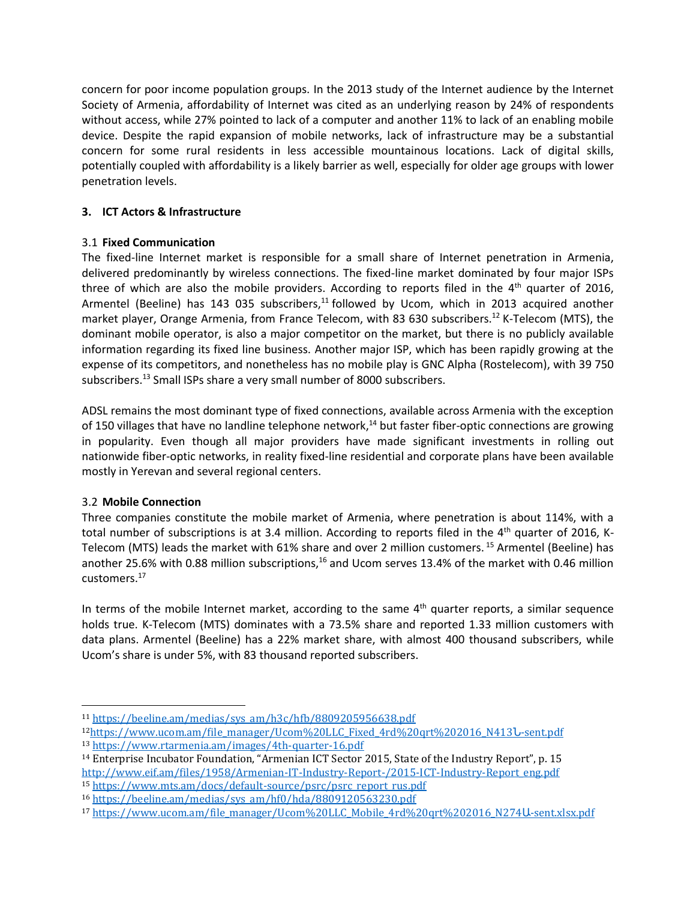concern for poor income population groups. In the 2013 study of the Internet audience by the Internet Society of Armenia, affordability of Internet was cited as an underlying reason by 24% of respondents without access, while 27% pointed to lack of a computer and another 11% to lack of an enabling mobile device. Despite the rapid expansion of mobile networks, lack of infrastructure may be a substantial concern for some rural residents in less accessible mountainous locations. Lack of digital skills, potentially coupled with affordability is a likely barrier as well, especially for older age groups with lower penetration levels.

## 3. ICT Actors & Infrastructure

### 3.1 Fixed Communication

The fixed-line Internet market is responsible for a small share of Internet penetration in Armenia, delivered predominantly by wireless connections. The fixed-line market dominated by four major ISPs three of which are also the mobile providers. According to reports filed in the 4th quarter of 2016, Armentel (Beeline) has 143 035 subscribers,[11] followed by Ucom, which in 2013 acquired another market player, Orange Armenia, from France Telecom, with 83 630 subscribers.[12] K-Telecom (MTS), the dominant mobile operator, is also a major competitor on the market, but there is no publicly available information regarding its fixed line business. Another major ISP, which has been rapidly growing at the expense of its competitors, and nonetheless has no mobile play is GNC Alpha (Rostelecom), with 39 750 subscribers.[13] Small ISPs share a very small number of 8000 subscribers.

ADSL remains the most dominant type of fixed connections, available across Armenia with the exception of 150 villages that have no landline telephone network,[14] but faster fiber-optic connections are growing in popularity. Even though all major providers have made significant investments in rolling out nationwide fiber-optic networks, in reality fixed-line residential and corporate plans have been available mostly in Yerevan and several regional centers.

### 3.2 Mobile Connection

Three companies constitute the mobile market of Armenia, where penetration is about 114%, with a total number of subscriptions is at 3.4 million. According to reports filed in the 4th quarter of 2016, K-Telecom (MTS) leads the market with 61% share and over 2 million customers.[15] Armentel (Beeline) has another 25.6% with 0.88 million subscriptions,[16] and Ucom serves 13.4% of the market with 0.46 million customers.[17]

In terms of the mobile Internet market, according to the same 4th quarter reports, a similar sequence holds true. K-Telecom (MTS) dominates with a 73.5% share and reported 1.33 million customers with data plans. Armentel (Beeline) has a 22% market share, with almost 400 thousand subscribers, while Ucom's share is under 5%, with 83 thousand reported subscribers.

---

[11] https://beeline.am/medias/sys_am/h3c/hfb/8809205956638.pdf

[12] https://www.ucom.am/file_manager/Ucom%20LLC_Fixed_4rd%20qrt%202016_N413Ն-sent.pdf

[13] https://www.rtarmenia.am/images/4th-quarter-16.pdf

[14] Enterprise Incubator Foundation, "Armenian ICT Sector 2015, State of the Industry Report", p. 15 http://www.eif.am/files/1958/Armenian-IT-Industry-Report-/2015-ICT-Industry-Report_eng.pdf

[15] https://www.mts.am/docs/default-source/psrc/psrc_report_rus.pdf

[16] https://beeline.am/medias/sys_am/hf0/hda/8809120563230.pdf

[17] https://www.ucom.am/file_manager/Ucom%20LLC_Mobile_4rd%20qrt%202016_N274Ա-sent.xlsx.pdf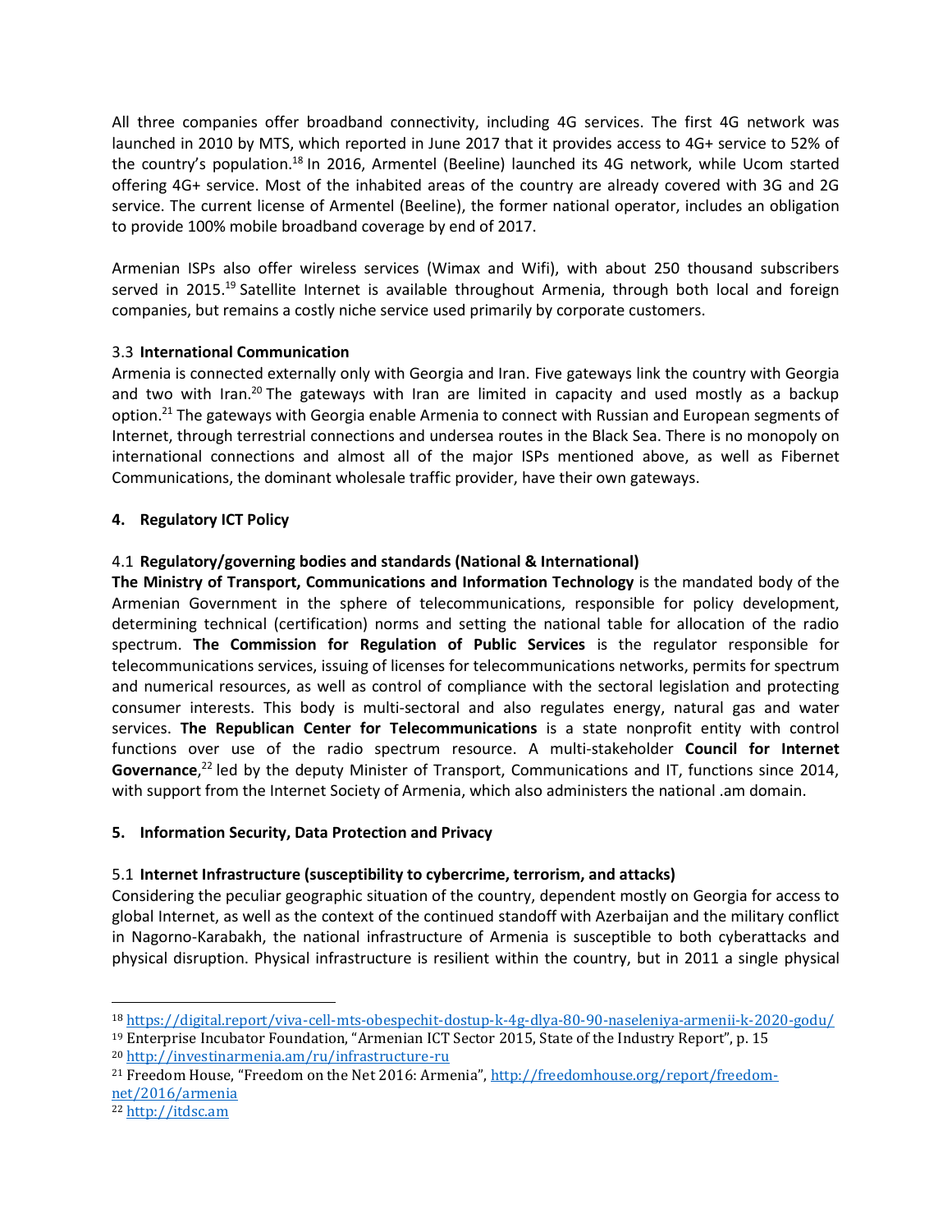All three companies offer broadband connectivity, including 4G services. The first 4G network was launched in 2010 by MTS, which reported in June 2017 that it provides access to 4G+ service to 52% of the country's population.[18] In 2016, Armentel (Beeline) launched its 4G network, while Ucom started offering 4G+ service. Most of the inhabited areas of the country are already covered with 3G and 2G service. The current license of Armentel (Beeline), the former national operator, includes an obligation to provide 100% mobile broadband coverage by end of 2017.

Armenian ISPs also offer wireless services (Wimax and Wifi), with about 250 thousand subscribers served in 2015.[19] Satellite Internet is available throughout Armenia, through both local and foreign companies, but remains a costly niche service used primarily by corporate customers.

### 3.3 International Communication

Armenia is connected externally only with Georgia and Iran. Five gateways link the country with Georgia and two with Iran.[20] The gateways with Iran are limited in capacity and used mostly as a backup option.[21] The gateways with Georgia enable Armenia to connect with Russian and European segments of Internet, through terrestrial connections and undersea routes in the Black Sea. There is no monopoly on international connections and almost all of the major ISPs mentioned above, as well as Fibernet Communications, the dominant wholesale traffic provider, have their own gateways.

## 4. Regulatory ICT Policy

### 4.1 Regulatory/governing bodies and standards (National & International)

**The Ministry of Transport, Communications and Information Technology** is the mandated body of the Armenian Government in the sphere of telecommunications, responsible for policy development, determining technical (certification) norms and setting the national table for allocation of the radio spectrum. **The Commission for Regulation of Public Services** is the regulator responsible for telecommunications services, issuing of licenses for telecommunications networks, permits for spectrum and numerical resources, as well as control of compliance with the sectoral legislation and protecting consumer interests. This body is multi-sectoral and also regulates energy, natural gas and water services. **The Republican Center for Telecommunications** is a state nonprofit entity with control functions over use of the radio spectrum resource. A multi-stakeholder **Council for Internet Governance**,[22] led by the deputy Minister of Transport, Communications and IT, functions since 2014, with support from the Internet Society of Armenia, which also administers the national .am domain.

## 5. Information Security, Data Protection and Privacy

### 5.1 Internet Infrastructure (susceptibility to cybercrime, terrorism, and attacks)

Considering the peculiar geographic situation of the country, dependent mostly on Georgia for access to global Internet, as well as the context of the continued standoff with Azerbaijan and the military conflict in Nagorno-Karabakh, the national infrastructure of Armenia is susceptible to both cyberattacks and physical disruption. Physical infrastructure is resilient within the country, but in 2011 a single physical

---

[18] https://digital.report/viva-cell-mts-obespechit-dostup-k-4g-dlya-80-90-naseleniya-armenii-k-2020-godu/

[19] Enterprise Incubator Foundation, "Armenian ICT Sector 2015, State of the Industry Report", p. 15

[20] http://investinarmenia.am/ru/infrastructure-ru

[21] Freedom House, "Freedom on the Net 2016: Armenia", http://freedomhouse.org/report/freedom-net/2016/armenia

[22] http://itdsc.am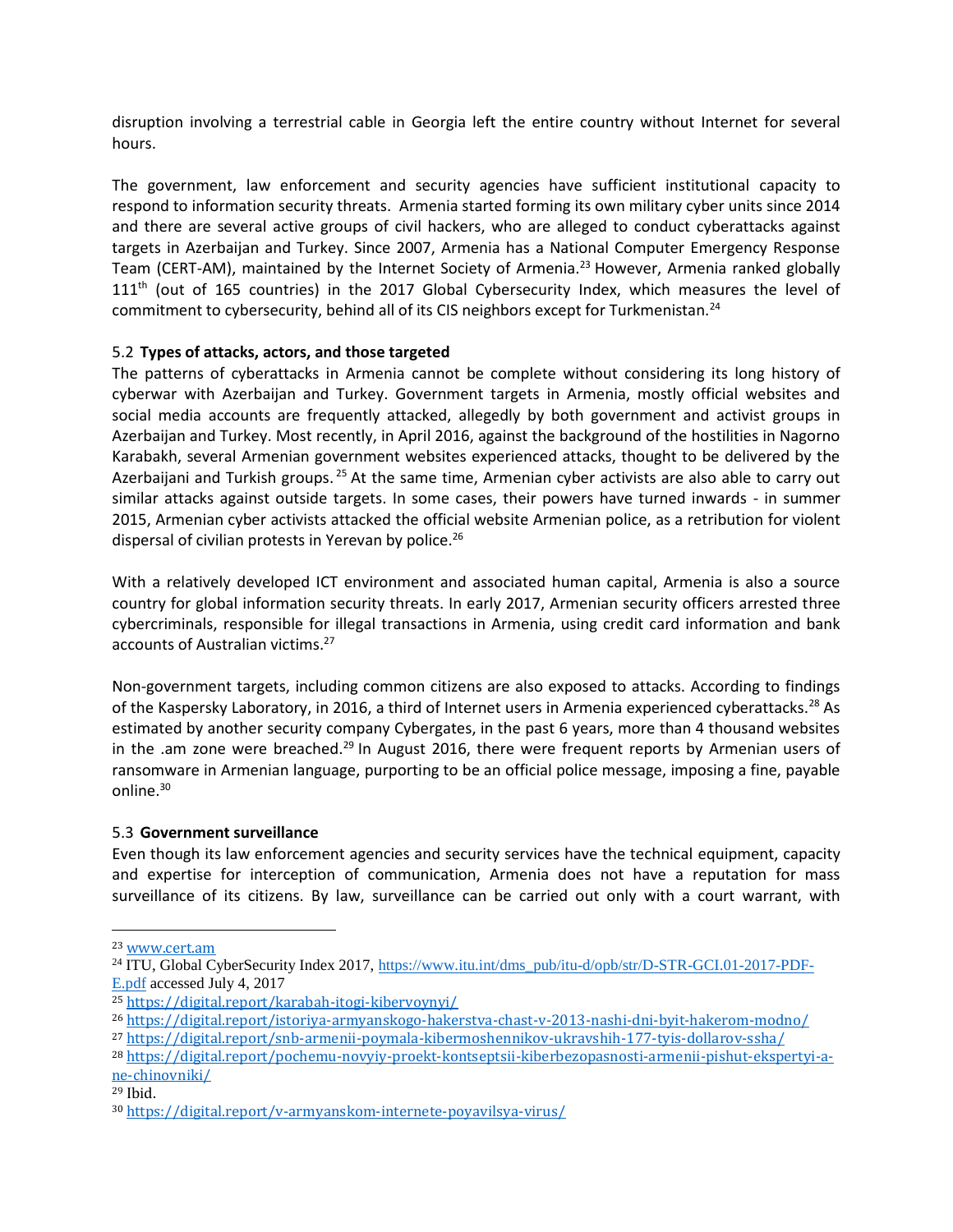disruption involving a terrestrial cable in Georgia left the entire country without Internet for several hours.

The government, law enforcement and security agencies have sufficient institutional capacity to respond to information security threats. Armenia started forming its own military cyber units since 2014 and there are several active groups of civil hackers, who are alleged to conduct cyberattacks against targets in Azerbaijan and Turkey. Since 2007, Armenia has a National Computer Emergency Response Team (CERT-AM), maintained by the Internet Society of Armenia.[23] However, Armenia ranked globally 111th (out of 165 countries) in the 2017 Global Cybersecurity Index, which measures the level of commitment to cybersecurity, behind all of its CIS neighbors except for Turkmenistan.[24]

### 5.2 Types of attacks, actors, and those targeted

The patterns of cyberattacks in Armenia cannot be complete without considering its long history of cyberwar with Azerbaijan and Turkey. Government targets in Armenia, mostly official websites and social media accounts are frequently attacked, allegedly by both government and activist groups in Azerbaijan and Turkey. Most recently, in April 2016, against the background of the hostilities in Nagorno Karabakh, several Armenian government websites experienced attacks, thought to be delivered by the Azerbaijani and Turkish groups.[25] At the same time, Armenian cyber activists are also able to carry out similar attacks against outside targets. In some cases, their powers have turned inwards - in summer 2015, Armenian cyber activists attacked the official website Armenian police, as a retribution for violent dispersal of civilian protests in Yerevan by police.[26]

With a relatively developed ICT environment and associated human capital, Armenia is also a source country for global information security threats. In early 2017, Armenian security officers arrested three cybercriminals, responsible for illegal transactions in Armenia, using credit card information and bank accounts of Australian victims.[27]

Non-government targets, including common citizens are also exposed to attacks. According to findings of the Kaspersky Laboratory, in 2016, a third of Internet users in Armenia experienced cyberattacks.[28] As estimated by another security company Cybergates, in the past 6 years, more than 4 thousand websites in the .am zone were breached.[29] In August 2016, there were frequent reports by Armenian users of ransomware in Armenian language, purporting to be an official police message, imposing a fine, payable online.[30]

### 5.3 Government surveillance

Even though its law enforcement agencies and security services have the technical equipment, capacity and expertise for interception of communication, Armenia does not have a reputation for mass surveillance of its citizens. By law, surveillance can be carried out only with a court warrant, with

---

[23] www.cert.am

[24] ITU, Global CyberSecurity Index 2017, https://www.itu.int/dms_pub/itu-d/opb/str/D-STR-GCI.01-2017-PDF-E.pdf accessed July 4, 2017

[25] https://digital.report/karabah-itogi-kibervoynyi/

[26] https://digital.report/istoriya-armyanskogo-hakerstva-chast-v-2013-nashi-dni-byit-hakerom-modno/

[27] https://digital.report/snb-armenii-poymala-kibermoshennikov-ukravshih-177-tyis-dollarov-ssha/

[28] https://digital.report/pochemu-novyiy-proekt-kontseptsii-kiberbezopasnosti-armenii-pishut-ekspertyi-a-ne-chinovniki/

[29] Ibid.

[30] https://digital.report/v-armyanskom-internete-poyavilsya-virus/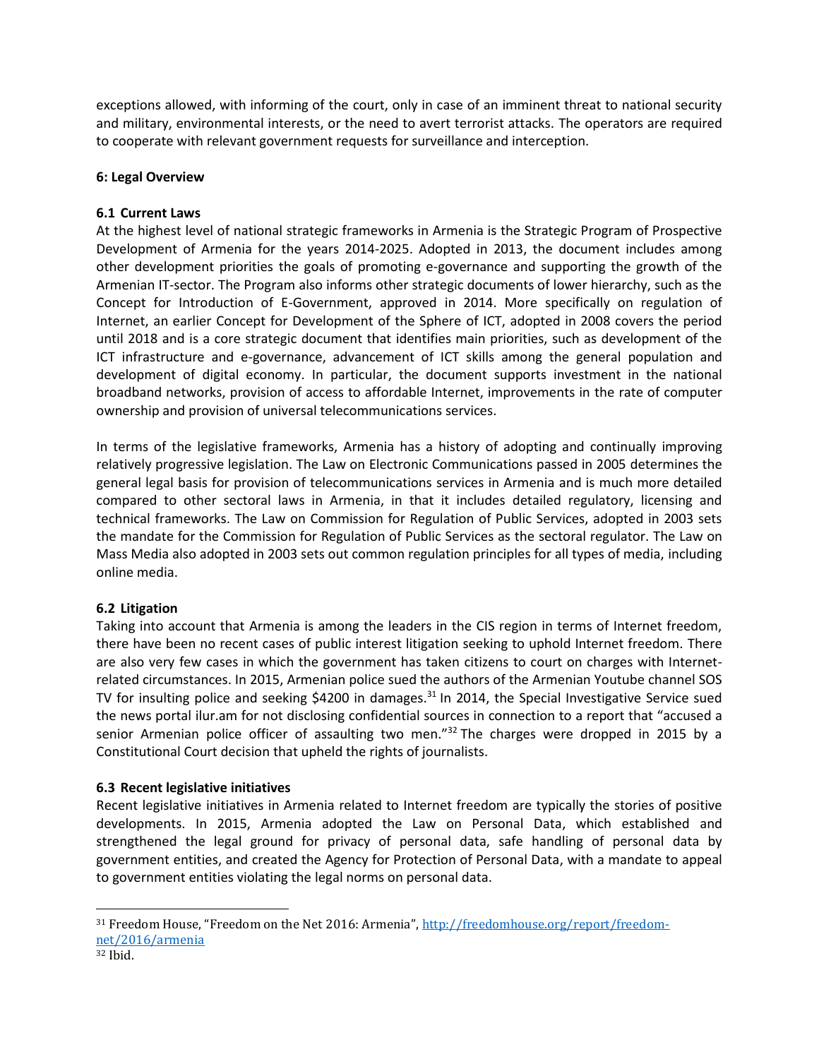exceptions allowed, with informing of the court, only in case of an imminent threat to national security and military, environmental interests, or the need to avert terrorist attacks. The operators are required to cooperate with relevant government requests for surveillance and interception.

## 6: Legal Overview

### 6.1 Current Laws

At the highest level of national strategic frameworks in Armenia is the Strategic Program of Prospective Development of Armenia for the years 2014-2025. Adopted in 2013, the document includes among other development priorities the goals of promoting e-governance and supporting the growth of the Armenian IT-sector. The Program also informs other strategic documents of lower hierarchy, such as the Concept for Introduction of E-Government, approved in 2014. More specifically on regulation of Internet, an earlier Concept for Development of the Sphere of ICT, adopted in 2008 covers the period until 2018 and is a core strategic document that identifies main priorities, such as development of the ICT infrastructure and e-governance, advancement of ICT skills among the general population and development of digital economy. In particular, the document supports investment in the national broadband networks, provision of access to affordable Internet, improvements in the rate of computer ownership and provision of universal telecommunications services.

In terms of the legislative frameworks, Armenia has a history of adopting and continually improving relatively progressive legislation. The Law on Electronic Communications passed in 2005 determines the general legal basis for provision of telecommunications services in Armenia and is much more detailed compared to other sectoral laws in Armenia, in that it includes detailed regulatory, licensing and technical frameworks. The Law on Commission for Regulation of Public Services, adopted in 2003 sets the mandate for the Commission for Regulation of Public Services as the sectoral regulator. The Law on Mass Media also adopted in 2003 sets out common regulation principles for all types of media, including online media.

### 6.2 Litigation

Taking into account that Armenia is among the leaders in the CIS region in terms of Internet freedom, there have been no recent cases of public interest litigation seeking to uphold Internet freedom. There are also very few cases in which the government has taken citizens to court on charges with Internet-related circumstances. In 2015, Armenian police sued the authors of the Armenian Youtube channel SOS TV for insulting police and seeking $4200 in damages.[31] In 2014, the Special Investigative Service sued the news portal ilur.am for not disclosing confidential sources in connection to a report that "accused a senior Armenian police officer of assaulting two men."[32] The charges were dropped in 2015 by a Constitutional Court decision that upheld the rights of journalists.

### 6.3 Recent legislative initiatives

Recent legislative initiatives in Armenia related to Internet freedom are typically the stories of positive developments. In 2015, Armenia adopted the Law on Personal Data, which established and strengthened the legal ground for privacy of personal data, safe handling of personal data by government entities, and created the Agency for Protection of Personal Data, with a mandate to appeal to government entities violating the legal norms on personal data.

---

[31] Freedom House, "Freedom on the Net 2016: Armenia", http://freedomhouse.org/report/freedom-net/2016/armenia

[32] Ibid.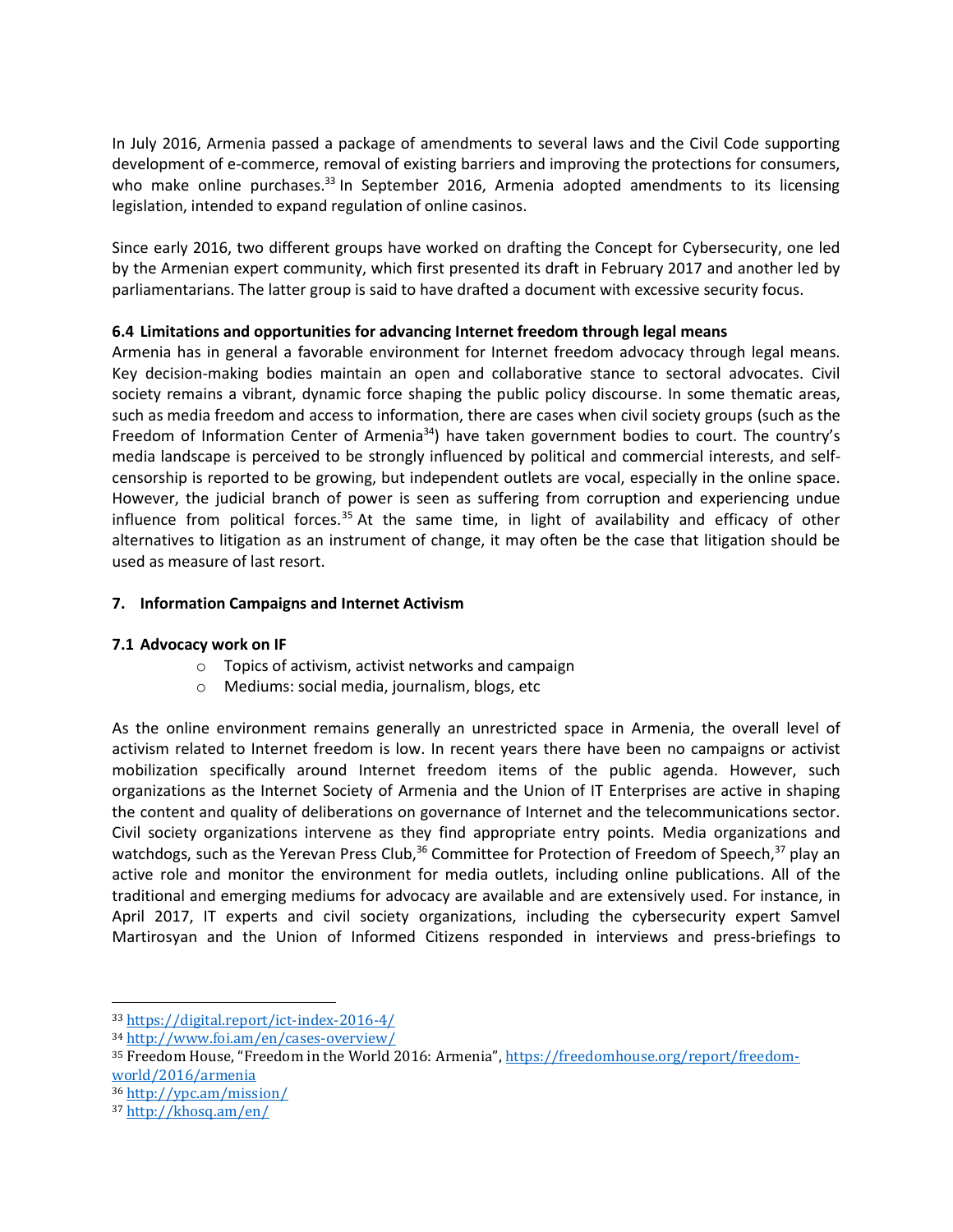In July 2016, Armenia passed a package of amendments to several laws and the Civil Code supporting development of e-commerce, removal of existing barriers and improving the protections for consumers, who make online purchases.[33] In September 2016, Armenia adopted amendments to its licensing legislation, intended to expand regulation of online casinos.

Since early 2016, two different groups have worked on drafting the Concept for Cybersecurity, one led by the Armenian expert community, which first presented its draft in February 2017 and another led by parliamentarians. The latter group is said to have drafted a document with excessive security focus.

### 6.4 Limitations and opportunities for advancing Internet freedom through legal means

Armenia has in general a favorable environment for Internet freedom advocacy through legal means. Key decision-making bodies maintain an open and collaborative stance to sectoral advocates. Civil society remains a vibrant, dynamic force shaping the public policy discourse. In some thematic areas, such as media freedom and access to information, there are cases when civil society groups (such as the Freedom of Information Center of Armenia[34]) have taken government bodies to court. The country's media landscape is perceived to be strongly influenced by political and commercial interests, and self-censorship is reported to be growing, but independent outlets are vocal, especially in the online space. However, the judicial branch of power is seen as suffering from corruption and experiencing undue influence from political forces.[35] At the same time, in light of availability and efficacy of other alternatives to litigation as an instrument of change, it may often be the case that litigation should be used as measure of last resort.

## 7. Information Campaigns and Internet Activism

### 7.1 Advocacy work on IF

- Topics of activism, activist networks and campaign
- Mediums: social media, journalism, blogs, etc

As the online environment remains generally an unrestricted space in Armenia, the overall level of activism related to Internet freedom is low. In recent years there have been no campaigns or activist mobilization specifically around Internet freedom items of the public agenda. However, such organizations as the Internet Society of Armenia and the Union of IT Enterprises are active in shaping the content and quality of deliberations on governance of Internet and the telecommunications sector. Civil society organizations intervene as they find appropriate entry points. Media organizations and watchdogs, such as the Yerevan Press Club,[36] Committee for Protection of Freedom of Speech,[37] play an active role and monitor the environment for media outlets, including online publications. All of the traditional and emerging mediums for advocacy are available and are extensively used. For instance, in April 2017, IT experts and civil society organizations, including the cybersecurity expert Samvel Martirosyan and the Union of Informed Citizens responded in interviews and press-briefings to

---

[33] https://digital.report/ict-index-2016-4/

[34] http://www.foi.am/en/cases-overview/

[35] Freedom House, "Freedom in the World 2016: Armenia", https://freedomhouse.org/report/freedom-world/2016/armenia

[36] http://ypc.am/mission/

[37] http://khosq.am/en/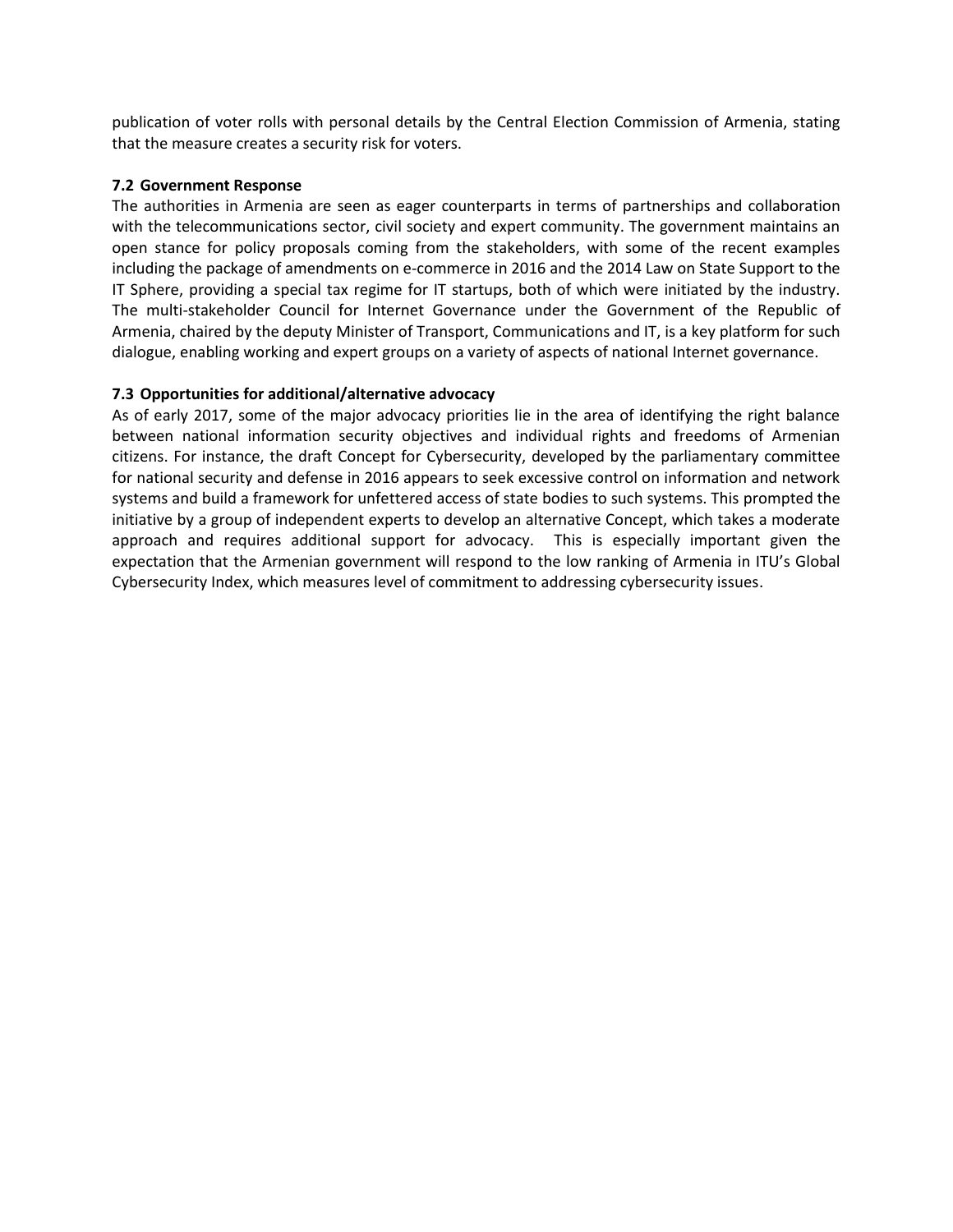publication of voter rolls with personal details by the Central Election Commission of Armenia, stating that the measure creates a security risk for voters.

### 7.2 Government Response

The authorities in Armenia are seen as eager counterparts in terms of partnerships and collaboration with the telecommunications sector, civil society and expert community. The government maintains an open stance for policy proposals coming from the stakeholders, with some of the recent examples including the package of amendments on e-commerce in 2016 and the 2014 Law on State Support to the IT Sphere, providing a special tax regime for IT startups, both of which were initiated by the industry. The multi-stakeholder Council for Internet Governance under the Government of the Republic of Armenia, chaired by the deputy Minister of Transport, Communications and IT, is a key platform for such dialogue, enabling working and expert groups on a variety of aspects of national Internet governance.

### 7.3 Opportunities for additional/alternative advocacy

As of early 2017, some of the major advocacy priorities lie in the area of identifying the right balance between national information security objectives and individual rights and freedoms of Armenian citizens. For instance, the draft Concept for Cybersecurity, developed by the parliamentary committee for national security and defense in 2016 appears to seek excessive control on information and network systems and build a framework for unfettered access of state bodies to such systems. This prompted the initiative by a group of independent experts to develop an alternative Concept, which takes a moderate approach and requires additional support for advocacy. This is especially important given the expectation that the Armenian government will respond to the low ranking of Armenia in ITU's Global Cybersecurity Index, which measures level of commitment to addressing cybersecurity issues.